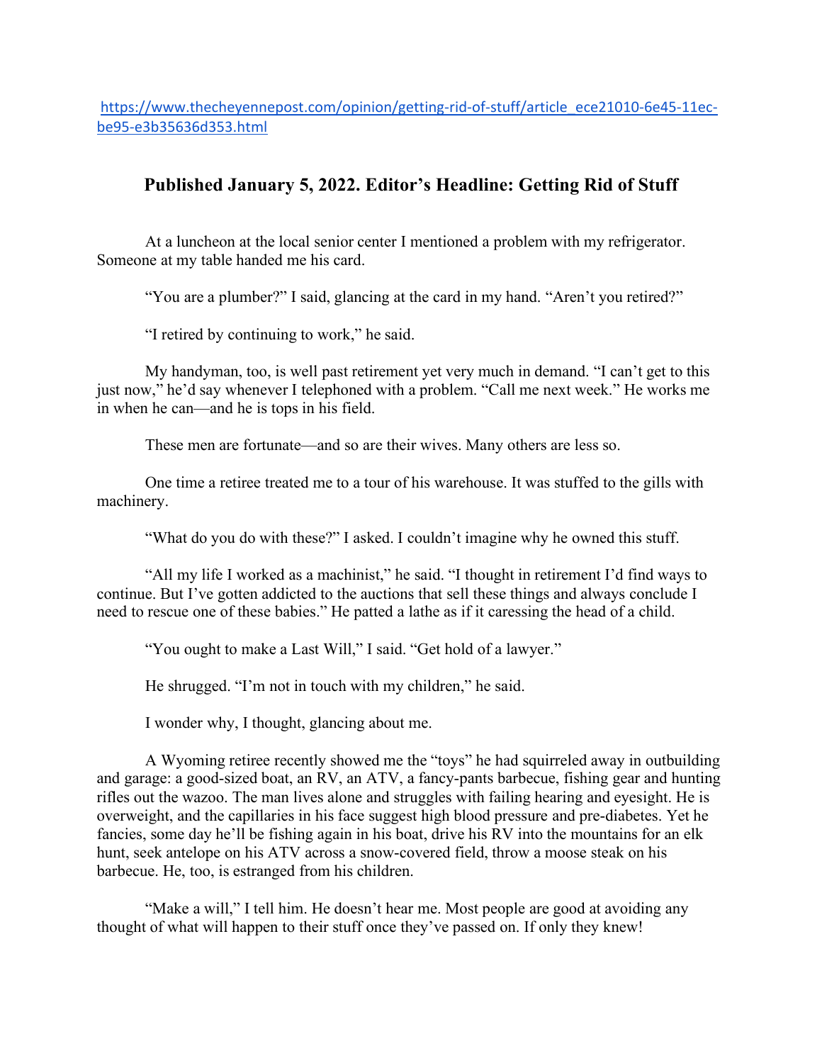https://www.thecheyennepost.com/opinion/getting-rid-of-stuff/article_ece21010-6e45-11ec-be95-e3b35636d353.html

## Published January 5, 2022. Editor's Headline: Getting Rid of Stuff

At a luncheon at the local senior center I mentioned a problem with my refrigerator. Someone at my table handed me his card.

"You are a plumber?" I said, glancing at the card in my hand. "Aren't you retired?"

"I retired by continuing to work," he said.

My handyman, too, is well past retirement yet very much in demand. "I can't get to this just now," he'd say whenever I telephoned with a problem. "Call me next week." He works me in when he can—and he is tops in his field.

These men are fortunate—and so are their wives. Many others are less so.

One time a retiree treated me to a tour of his warehouse. It was stuffed to the gills with machinery.

"What do you do with these?" I asked. I couldn't imagine why he owned this stuff.

"All my life I worked as a machinist," he said. "I thought in retirement I'd find ways to continue. But I've gotten addicted to the auctions that sell these things and always conclude I need to rescue one of these babies." He patted a lathe as if it caressing the head of a child.

"You ought to make a Last Will," I said. "Get hold of a lawyer."

He shrugged. "I'm not in touch with my children," he said.

I wonder why, I thought, glancing about me.

A Wyoming retiree recently showed me the "toys" he had squirreled away in outbuilding and garage: a good-sized boat, an RV, an ATV, a fancy-pants barbecue, fishing gear and hunting rifles out the wazoo. The man lives alone and struggles with failing hearing and eyesight. He is overweight, and the capillaries in his face suggest high blood pressure and pre-diabetes. Yet he fancies, some day he'll be fishing again in his boat, drive his RV into the mountains for an elk hunt, seek antelope on his ATV across a snow-covered field, throw a moose steak on his barbecue. He, too, is estranged from his children.

"Make a will," I tell him. He doesn't hear me. Most people are good at avoiding any thought of what will happen to their stuff once they've passed on. If only they knew!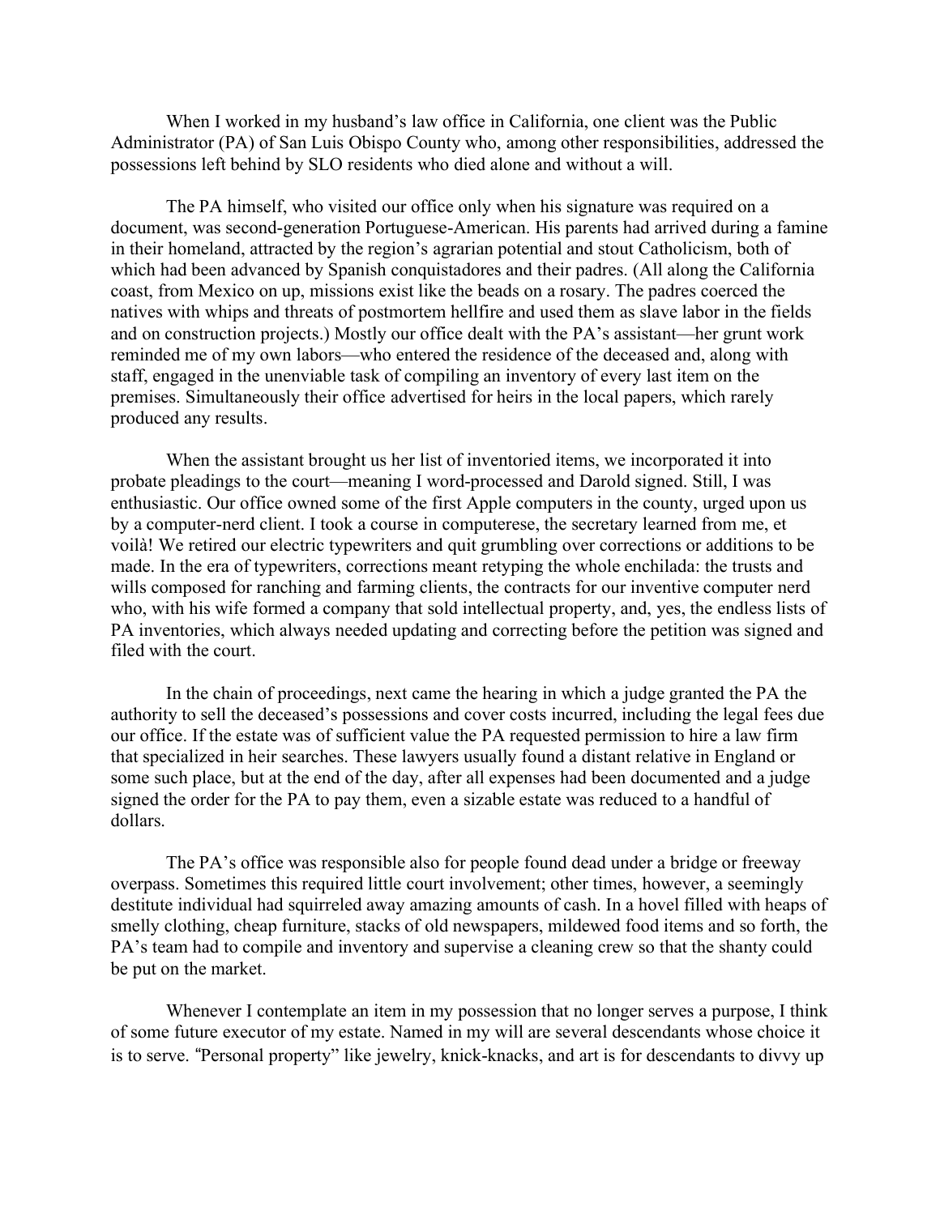When I worked in my husband's law office in California, one client was the Public Administrator (PA) of San Luis Obispo County who, among other responsibilities, addressed the possessions left behind by SLO residents who died alone and without a will.

The PA himself, who visited our office only when his signature was required on a document, was second-generation Portuguese-American. His parents had arrived during a famine in their homeland, attracted by the region's agrarian potential and stout Catholicism, both of which had been advanced by Spanish conquistadores and their padres. (All along the California coast, from Mexico on up, missions exist like the beads on a rosary. The padres coerced the natives with whips and threats of postmortem hellfire and used them as slave labor in the fields and on construction projects.) Mostly our office dealt with the PA's assistant—her grunt work reminded me of my own labors—who entered the residence of the deceased and, along with staff, engaged in the unenviable task of compiling an inventory of every last item on the premises. Simultaneously their office advertised for heirs in the local papers, which rarely produced any results.

When the assistant brought us her list of inventoried items, we incorporated it into probate pleadings to the court—meaning I word-processed and Darold signed. Still, I was enthusiastic. Our office owned some of the first Apple computers in the county, urged upon us by a computer-nerd client. I took a course in computerese, the secretary learned from me, et voilà! We retired our electric typewriters and quit grumbling over corrections or additions to be made. In the era of typewriters, corrections meant retyping the whole enchilada: the trusts and wills composed for ranching and farming clients, the contracts for our inventive computer nerd who, with his wife formed a company that sold intellectual property, and, yes, the endless lists of PA inventories, which always needed updating and correcting before the petition was signed and filed with the court.

In the chain of proceedings, next came the hearing in which a judge granted the PA the authority to sell the deceased's possessions and cover costs incurred, including the legal fees due our office. If the estate was of sufficient value the PA requested permission to hire a law firm that specialized in heir searches. These lawyers usually found a distant relative in England or some such place, but at the end of the day, after all expenses had been documented and a judge signed the order for the PA to pay them, even a sizable estate was reduced to a handful of dollars.

The PA's office was responsible also for people found dead under a bridge or freeway overpass. Sometimes this required little court involvement; other times, however, a seemingly destitute individual had squirreled away amazing amounts of cash. In a hovel filled with heaps of smelly clothing, cheap furniture, stacks of old newspapers, mildewed food items and so forth, the PA's team had to compile and inventory and supervise a cleaning crew so that the shanty could be put on the market.

Whenever I contemplate an item in my possession that no longer serves a purpose, I think of some future executor of my estate. Named in my will are several descendants whose choice it is to serve. "Personal property" like jewelry, knick-knacks, and art is for descendants to divvy up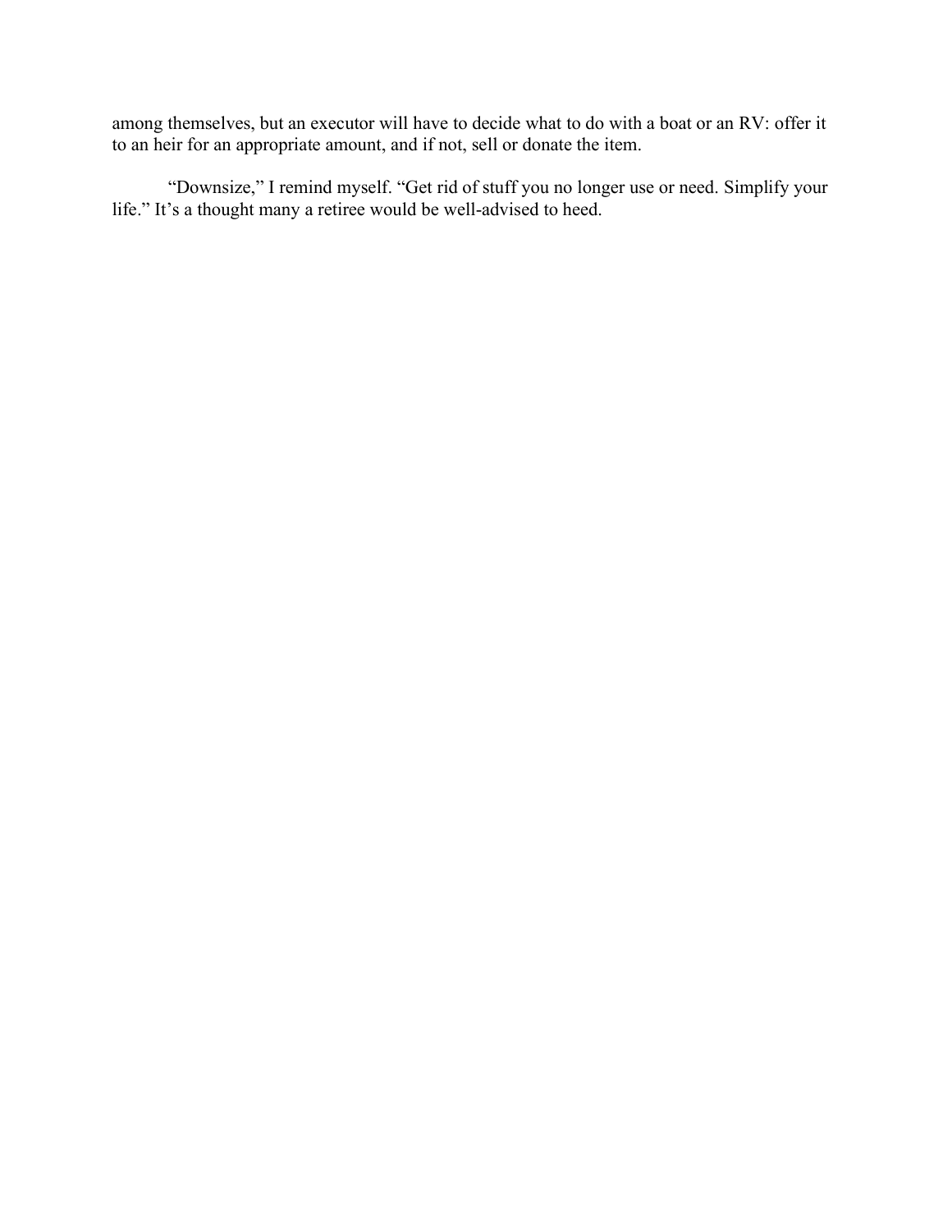among themselves, but an executor will have to decide what to do with a boat or an RV: offer it to an heir for an appropriate amount, and if not, sell or donate the item.

"Downsize," I remind myself. "Get rid of stuff you no longer use or need. Simplify your life." It's a thought many a retiree would be well-advised to heed.